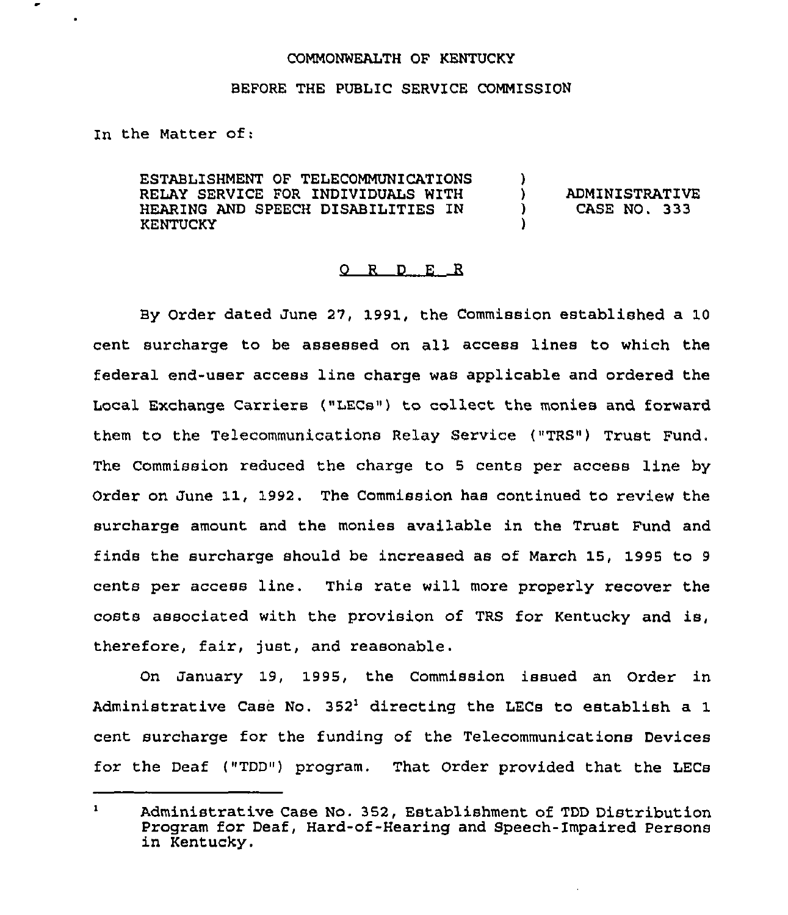COMMONWEALTH OF KENTUCKY

BEFORE THE PUBLIC SERVICE COMMISSION

In the Matter of:

| | | |
|---|---|---|
| ESTABLISHMENT OF TELECOMMUNICATIONS RELAY SERVICE FOR INDIVIDUALS WITH HEARING AND SPEECH DISABILITIES IN KENTUCKY | ) ) ) ) | ADMINISTRATIVE CASE NO. 333 |

O R D E R

By Order dated June 27, 1991, the Commission established a 10 cent surcharge to be assessed on all access lines to which the federal end-user access line charge was applicable and ordered the Local Exchange Carriers ("LECs") to collect the monies and forward them to the Telecommunications Relay Service ("TRS") Trust Fund. The Commission reduced the charge to 5 cents per access line by Order on June 11, 1992. The Commission has continued to review the surcharge amount and the monies available in the Trust Fund and finds the surcharge should be increased as of March 15, 1995 to 9 cents per access line. This rate will more properly recover the costs associated with the provision of TRS for Kentucky and is, therefore, fair, just, and reasonable.

On January 19, 1995, the Commission issued an Order in Administrative Case No. 352[1] directing the LECs to establish a 1 cent surcharge for the funding of the Telecommunications Devices for the Deaf ("TDD") program. That Order provided that the LECs

---

[1] Administrative Case No. 352, Establishment of TDD Distribution Program for Deaf, Hard-of-Hearing and Speech-Impaired Persons in Kentucky.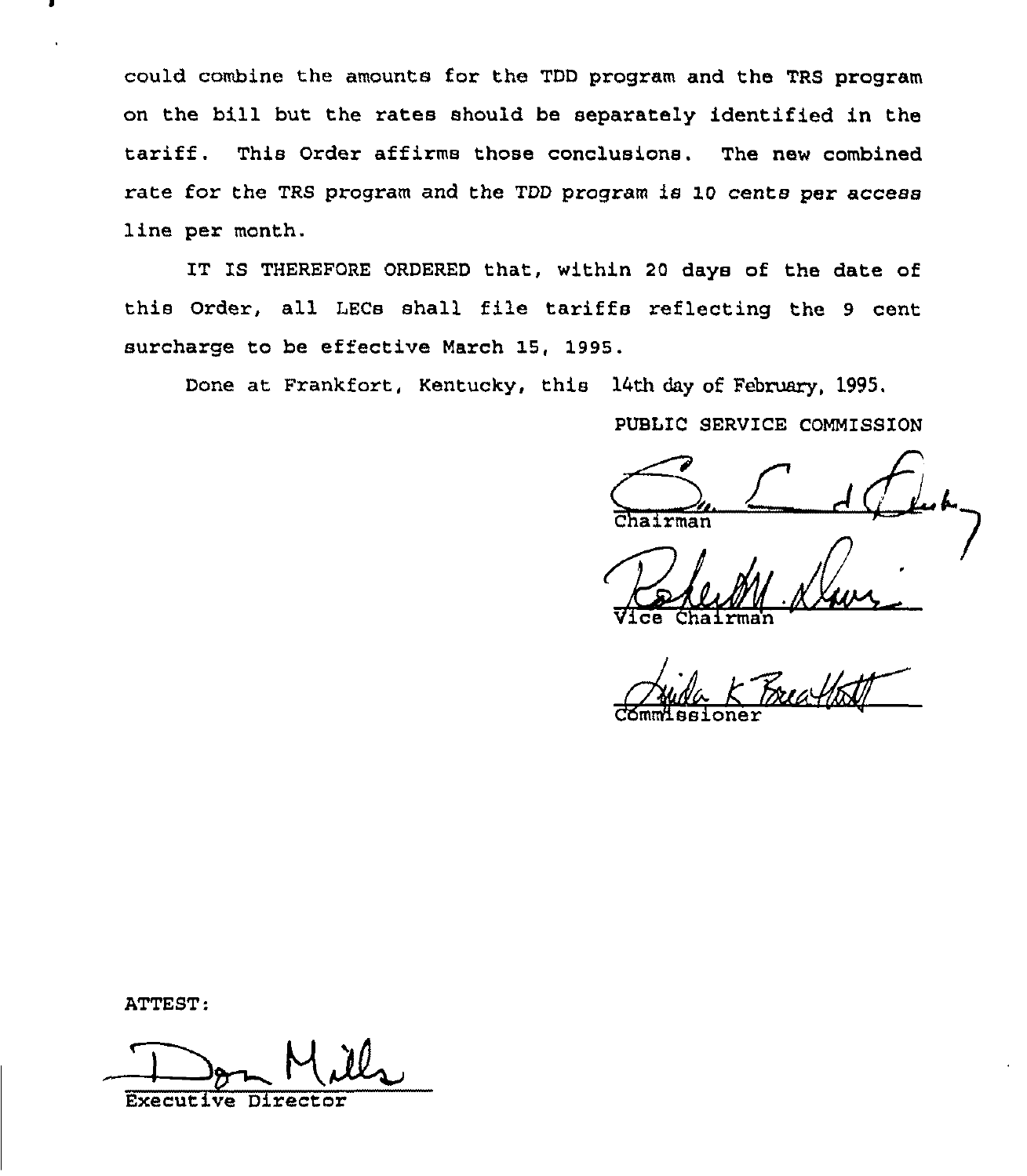could combine the amounts for the TDD program and the TRS program on the bill but the rates should be separately identified in the tariff. This Order affirms those conclusions. The new combined rate for the TRS program and the TDD program is 10 cents per access line per month.

IT IS THEREFORE ORDERED that, within 20 days of the date of this Order, all LECs shall file tariffs reflecting the 9 cent surcharge to be effective March 15, 1995.

Done at Frankfort, Kentucky, this 14th day of February, 1995.

PUBLIC SERVICE COMMISSION

Chairman

Vice Chairman

Commissioner

ATTEST:

Executive Director